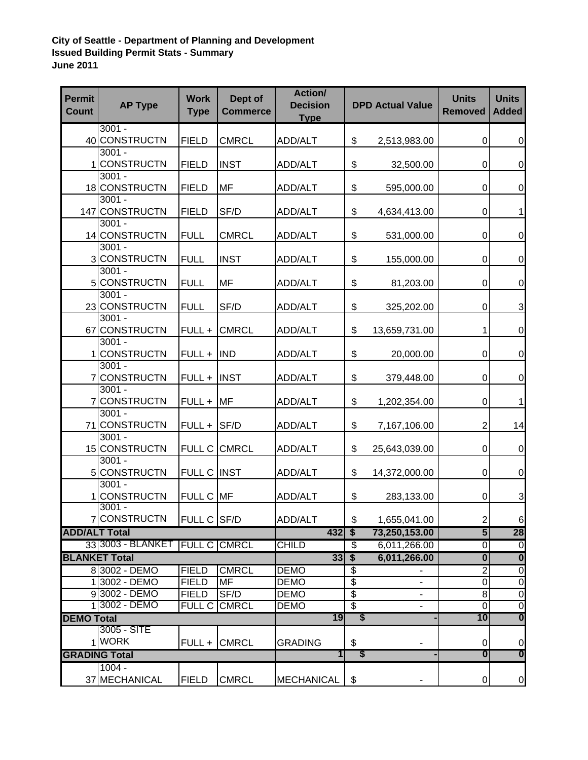**City of Seattle - Department of Planning and Development**
**Issued Building Permit Stats - Summary**
**June 2011**

| Permit Count | AP Type | Work Type | Dept of Commerce | Action/ Decision Type | DPD Actual Value | Units Removed | Units Added |
|---|---|---|---|---|---|---|---|
| 40 | 3001 - CONSTRUCTN | FIELD | CMRCL | ADD/ALT | $ 2,513,983.00 | 0 | 0 |
| 1 | 3001 - CONSTRUCTN | FIELD | INST | ADD/ALT | $ 32,500.00 | 0 | 0 |
| 18 | 3001 - CONSTRUCTN | FIELD | MF | ADD/ALT | $ 595,000.00 | 0 | 0 |
| 147 | 3001 - CONSTRUCTN | FIELD | SF/D | ADD/ALT | $ 4,634,413.00 | 0 | 1 |
| 14 | 3001 - CONSTRUCTN | FULL | CMRCL | ADD/ALT | $ 531,000.00 | 0 | 0 |
| 3 | 3001 - CONSTRUCTN | FULL | INST | ADD/ALT | $ 155,000.00 | 0 | 0 |
| 5 | 3001 - CONSTRUCTN | FULL | MF | ADD/ALT | $ 81,203.00 | 0 | 0 |
| 23 | 3001 - CONSTRUCTN | FULL | SF/D | ADD/ALT | $ 325,202.00 | 0 | 3 |
| 67 | 3001 - CONSTRUCTN | FULL + | CMRCL | ADD/ALT | $ 13,659,731.00 | 1 | 0 |
| 1 | 3001 - CONSTRUCTN | FULL + | IND | ADD/ALT | $ 20,000.00 | 0 | 0 |
| 7 | 3001 - CONSTRUCTN | FULL + | INST | ADD/ALT | $ 379,448.00 | 0 | 0 |
| 7 | 3001 - CONSTRUCTN | FULL + | MF | ADD/ALT | $ 1,202,354.00 | 0 | 1 |
| 71 | 3001 - CONSTRUCTN | FULL + | SF/D | ADD/ALT | $ 7,167,106.00 | 2 | 14 |
| 15 | 3001 - CONSTRUCTN | FULL C | CMRCL | ADD/ALT | $ 25,643,039.00 | 0 | 0 |
| 5 | 3001 - CONSTRUCTN | FULL C | INST | ADD/ALT | $ 14,372,000.00 | 0 | 0 |
| 1 | 3001 - CONSTRUCTN | FULL C | MF | ADD/ALT | $ 283,133.00 | 0 | 3 |
| 7 | 3001 - CONSTRUCTN | FULL C | SF/D | ADD/ALT | $ 1,655,041.00 | 2 | 6 |
| **ADD/ALT Total** | | | | **432** | **$ 73,250,153.00** | **5** | **28** |
| 33 | 3003 - BLANKET | FULL C | CMRCL | CHILD | $ 6,011,266.00 | 0 | 0 |
| **BLANKET Total** | | | | **33** | **$ 6,011,266.00** | **0** | **0** |
| 8 | 3002 - DEMO | FIELD | CMRCL | DEMO | $ - | 2 | 0 |
| 1 | 3002 - DEMO | FIELD | MF | DEMO | $ - | 0 | 0 |
| 9 | 3002 - DEMO | FIELD | SF/D | DEMO | $ - | 8 | 0 |
| 1 | 3002 - DEMO | FULL C | CMRCL | DEMO | $ - | 0 | 0 |
| **DEMO Total** | | | | **19** | **$ -** | **10** | **0** |
| 1 | 3005 - SITE WORK | FULL + | CMRCL | GRADING | $ - | 0 | 0 |
| **GRADING Total** | | | | **1** | **$ -** | **0** | **0** |
| 37 | 1004 - MECHANICAL | FIELD | CMRCL | MECHANICAL | $ - | 0 | 0 |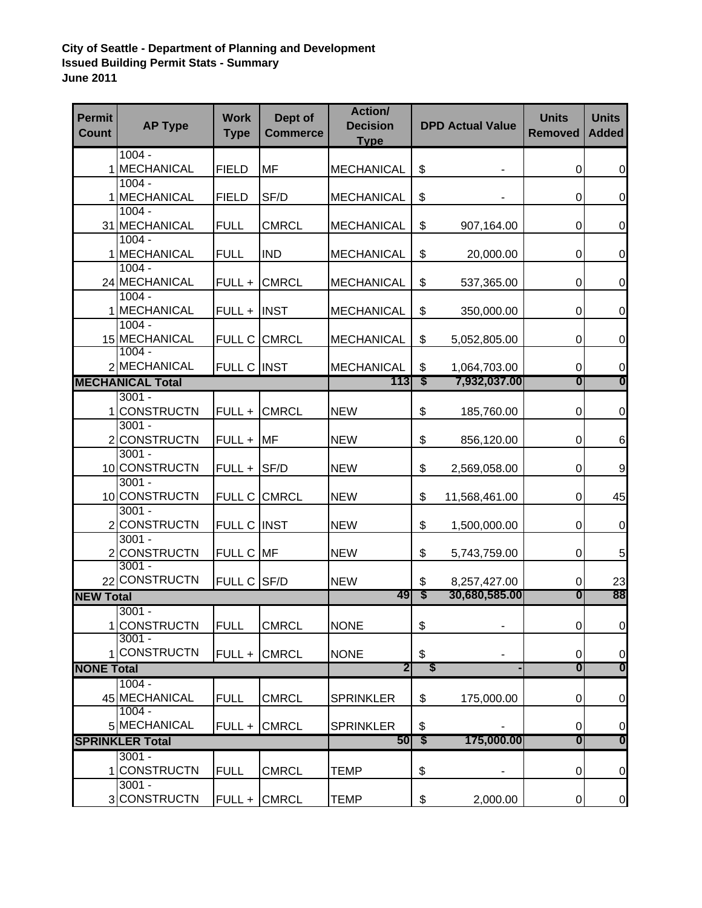**City of Seattle - Department of Planning and Development**
**Issued Building Permit Stats - Summary**
**June 2011**

| Permit Count | AP Type | Work Type | Dept of Commerce | Action/ Decision Type | DPD Actual Value | Units Removed | Units Added |
|---|---|---|---|---|---|---|---|
| 1 | 1004 - MECHANICAL | FIELD | MF | MECHANICAL | $ - | 0 | 0 |
| 1 | 1004 - MECHANICAL | FIELD | SF/D | MECHANICAL | $ - | 0 | 0 |
| 31 | 1004 - MECHANICAL | FULL | CMRCL | MECHANICAL | $ 907,164.00 | 0 | 0 |
| 1 | 1004 - MECHANICAL | FULL | IND | MECHANICAL | $ 20,000.00 | 0 | 0 |
| 24 | 1004 - MECHANICAL | FULL + | CMRCL | MECHANICAL | $ 537,365.00 | 0 | 0 |
| 1 | 1004 - MECHANICAL | FULL + | INST | MECHANICAL | $ 350,000.00 | 0 | 0 |
| 15 | 1004 - MECHANICAL | FULL C | CMRCL | MECHANICAL | $ 5,052,805.00 | 0 | 0 |
| 2 | 1004 - MECHANICAL | FULL C | INST | MECHANICAL | $ 1,064,703.00 | 0 | 0 |
| **MECHANICAL Total** | | | | **113** | **$ 7,932,037.00** | **0** | **0** |
| 1 | 3001 - CONSTRUCTN | FULL + | CMRCL | NEW | $ 185,760.00 | 0 | 0 |
| 2 | 3001 - CONSTRUCTN | FULL + | MF | NEW | $ 856,120.00 | 0 | 6 |
| 10 | 3001 - CONSTRUCTN | FULL + | SF/D | NEW | $ 2,569,058.00 | 0 | 9 |
| 10 | 3001 - CONSTRUCTN | FULL C | CMRCL | NEW | $ 11,568,461.00 | 0 | 45 |
| 2 | 3001 - CONSTRUCTN | FULL C | INST | NEW | $ 1,500,000.00 | 0 | 0 |
| 2 | 3001 - CONSTRUCTN | FULL C | MF | NEW | $ 5,743,759.00 | 0 | 5 |
| 22 | 3001 - CONSTRUCTN | FULL C | SF/D | NEW | $ 8,257,427.00 | 0 | 23 |
| **NEW Total** | | | | **49** | **$ 30,680,585.00** | **0** | **88** |
| 1 | 3001 - CONSTRUCTN | FULL | CMRCL | NONE | $ - | 0 | 0 |
| 1 | 3001 - CONSTRUCTN | FULL + | CMRCL | NONE | $ - | 0 | 0 |
| **NONE Total** | | | | **2** | **$ -** | **0** | **0** |
| 45 | 1004 - MECHANICAL | FULL | CMRCL | SPRINKLER | $ 175,000.00 | 0 | 0 |
| 5 | 1004 - MECHANICAL | FULL + | CMRCL | SPRINKLER | $ - | 0 | 0 |
| **SPRINKLER Total** | | | | **50** | **$ 175,000.00** | **0** | **0** |
| 1 | 3001 - CONSTRUCTN | FULL | CMRCL | TEMP | $ - | 0 | 0 |
| 3 | 3001 - CONSTRUCTN | FULL + | CMRCL | TEMP | $ 2,000.00 | 0 | 0 |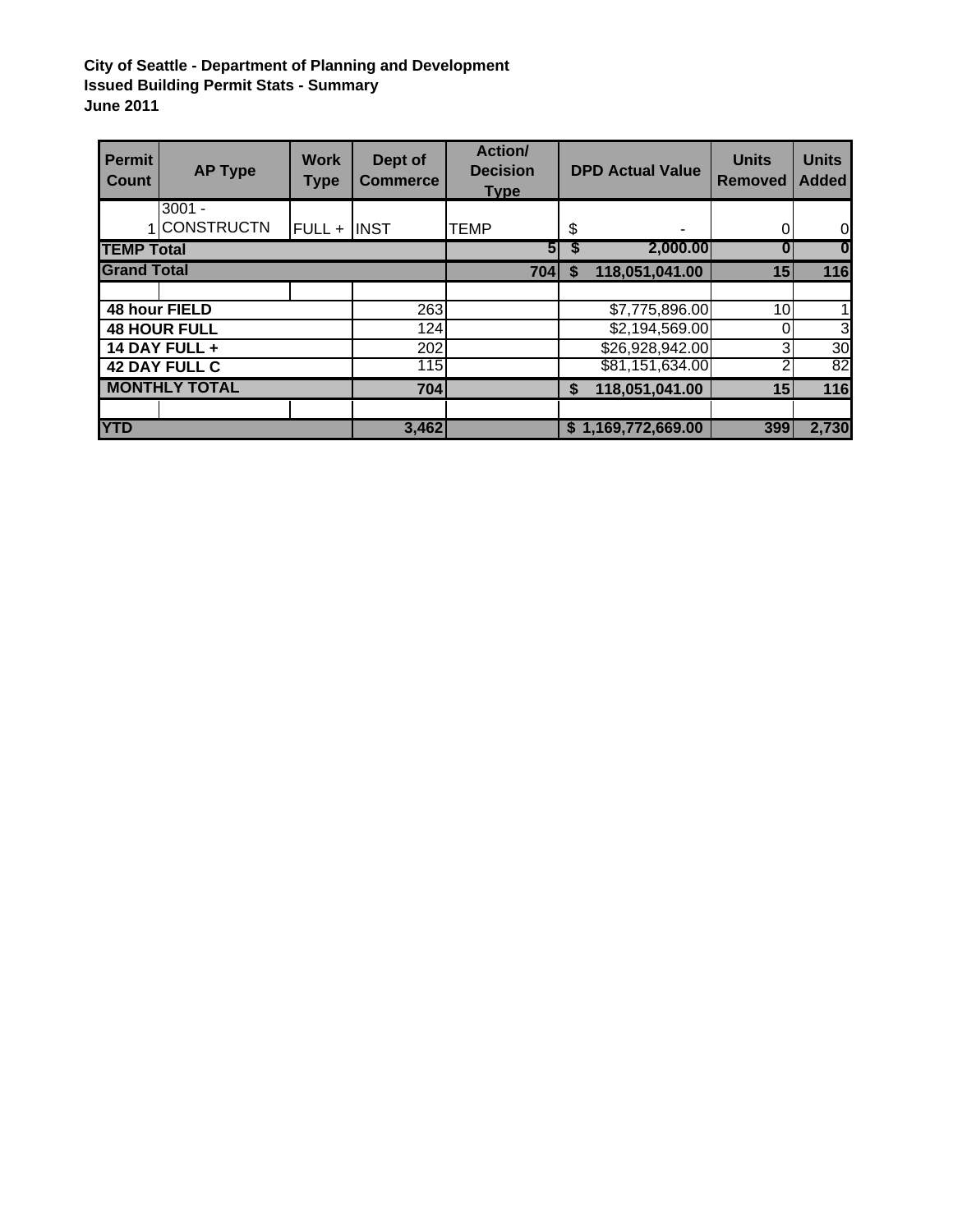**City of Seattle - Department of Planning and Development**
**Issued Building Permit Stats - Summary**
**June 2011**

| Permit Count | AP Type | Work Type | Dept of Commerce | Action/ Decision Type | DPD Actual Value | Units Removed | Units Added |
|---|---|---|---|---|---|---|---|
| 1 | 3001 - CONSTRUCTN | FULL + | INST | TEMP | $ - | 0 | 0 |
| **TEMP Total** | | | | **5** | **$ 2,000.00** | **0** | **0** |
| **Grand Total** | | | | **704** | **$ 118,051,041.00** | **15** | **116** |
| | | | | | | | |
| **48 hour FIELD** | | | 263 | | $7,775,896.00 | 10 | 1 |
| **48 HOUR FULL** | | | 124 | | $2,194,569.00 | 0 | 3 |
| **14 DAY FULL +** | | | 202 | | $26,928,942.00 | 3 | 30 |
| **42 DAY FULL C** | | | 115 | | $81,151,634.00 | 2 | 82 |
| **MONTHLY TOTAL** | | | **704** | | **$ 118,051,041.00** | **15** | **116** |
| | | | | | | | |
| **YTD** | | | **3,462** | | **$ 1,169,772,669.00** | **399** | **2,730** |